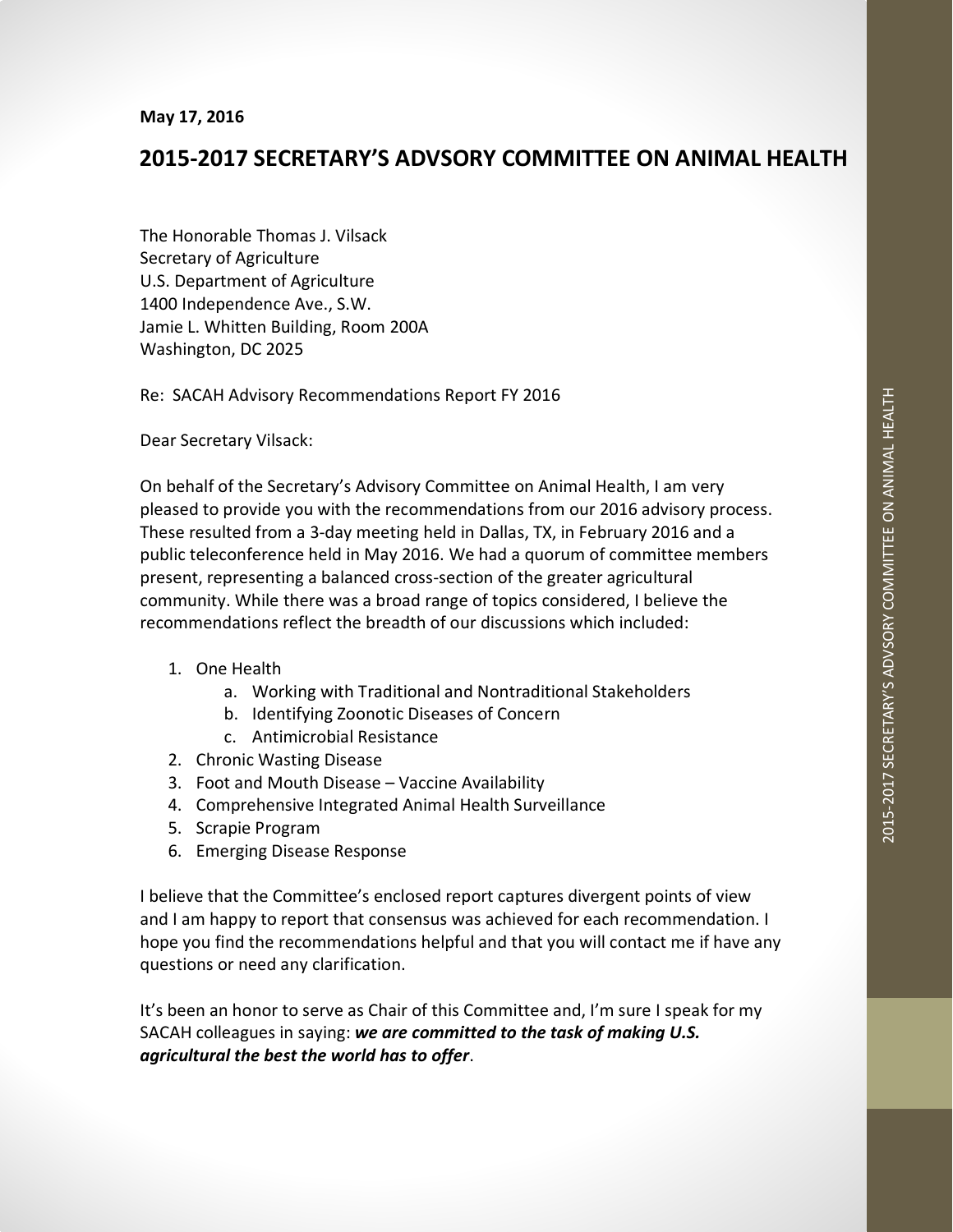**May 17, 2016**

# 2015-2017 SECRETARY'S ADVSORY COMMITTEE ON ANIMAL HEALTH

The Honorable Thomas J. Vilsack
Secretary of Agriculture
U.S. Department of Agriculture
1400 Independence Ave., S.W.
Jamie L. Whitten Building, Room 200A
Washington, DC 2025

Re: SACAH Advisory Recommendations Report FY 2016

Dear Secretary Vilsack:

On behalf of the Secretary's Advisory Committee on Animal Health, I am very pleased to provide you with the recommendations from our 2016 advisory process. These resulted from a 3-day meeting held in Dallas, TX, in February 2016 and a public teleconference held in May 2016. We had a quorum of committee members present, representing a balanced cross-section of the greater agricultural community. While there was a broad range of topics considered, I believe the recommendations reflect the breadth of our discussions which included:

1. One Health
   a. Working with Traditional and Nontraditional Stakeholders
   b. Identifying Zoonotic Diseases of Concern
   c. Antimicrobial Resistance
2. Chronic Wasting Disease
3. Foot and Mouth Disease – Vaccine Availability
4. Comprehensive Integrated Animal Health Surveillance
5. Scrapie Program
6. Emerging Disease Response

I believe that the Committee's enclosed report captures divergent points of view and I am happy to report that consensus was achieved for each recommendation. I hope you find the recommendations helpful and that you will contact me if have any questions or need any clarification.

It's been an honor to serve as Chair of this Committee and, I'm sure I speak for my SACAH colleagues in saying: ***we are committed to the task of making U.S. agricultural the best the world has to offer***.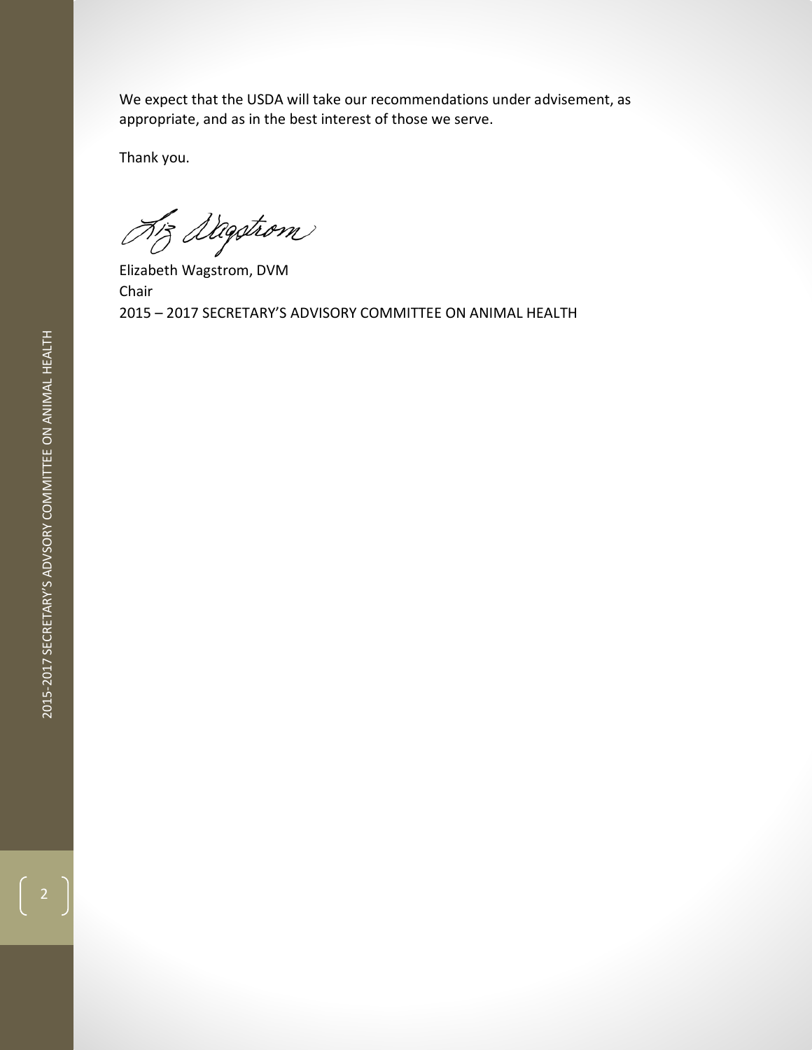We expect that the USDA will take our recommendations under advisement, as appropriate, and as in the best interest of those we serve.

Thank you.

Liz Wagstrom

Elizabeth Wagstrom, DVM
Chair
2015 – 2017 SECRETARY'S ADVISORY COMMITTEE ON ANIMAL HEALTH